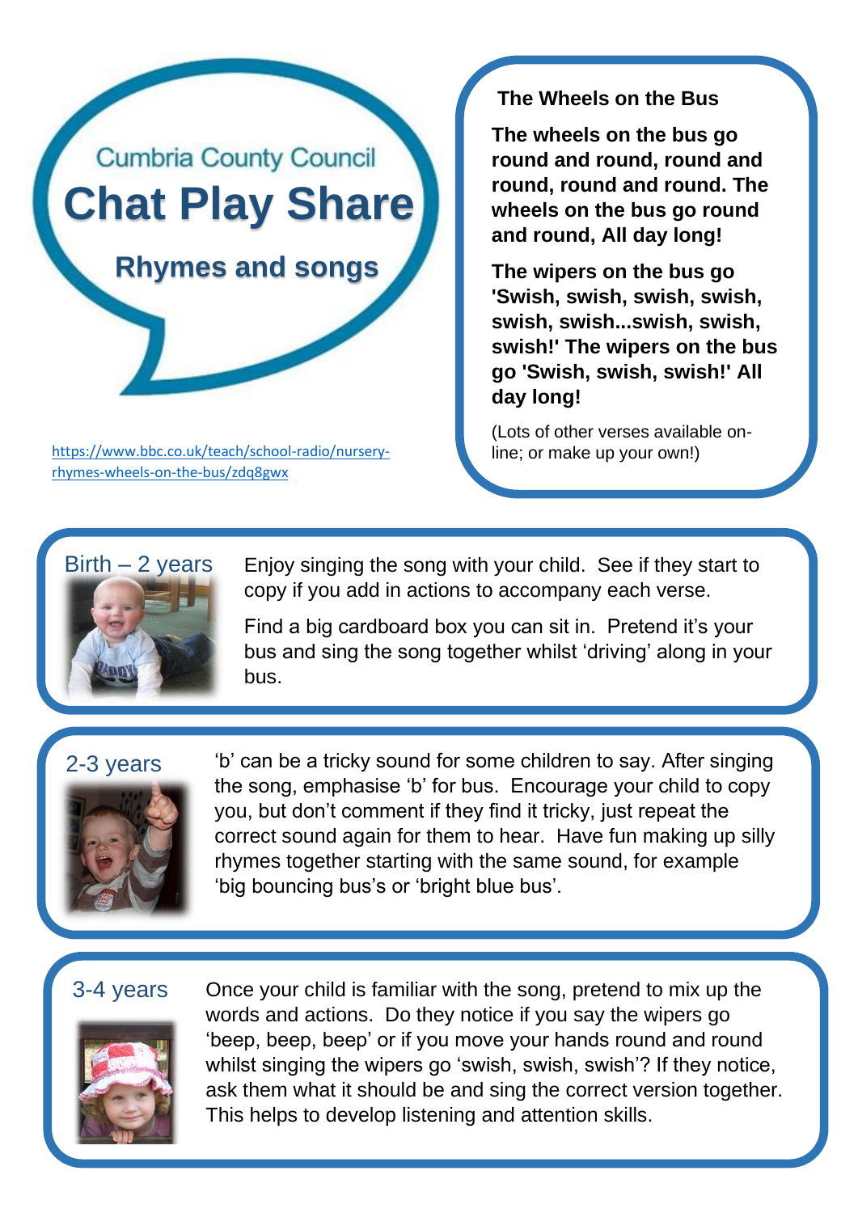Cumbria County Council

# Chat Play Share

## Rhymes and songs

https://www.bbc.co.uk/teach/school-radio/nursery-rhymes-wheels-on-the-bus/zdq8gwx

### The Wheels on the Bus

**The wheels on the bus go round and round, round and round, round and round. The wheels on the bus go round and round, All day long!**

**The wipers on the bus go 'Swish, swish, swish, swish, swish, swish...swish, swish, swish!' The wipers on the bus go 'Swish, swish, swish!' All day long!**

(Lots of other verses available on-line; or make up your own!)

### Birth – 2 years

Enjoy singing the song with your child. See if they start to copy if you add in actions to accompany each verse.

Find a big cardboard box you can sit in. Pretend it's your bus and sing the song together whilst 'driving' along in your bus.

### 2-3 years

'b' can be a tricky sound for some children to say. After singing the song, emphasise 'b' for bus. Encourage your child to copy you, but don't comment if they find it tricky, just repeat the correct sound again for them to hear. Have fun making up silly rhymes together starting with the same sound, for example 'big bouncing bus's or 'bright blue bus'.

### 3-4 years

Once your child is familiar with the song, pretend to mix up the words and actions. Do they notice if you say the wipers go 'beep, beep, beep' or if you move your hands round and round whilst singing the wipers go 'swish, swish, swish'? If they notice, ask them what it should be and sing the correct version together. This helps to develop listening and attention skills.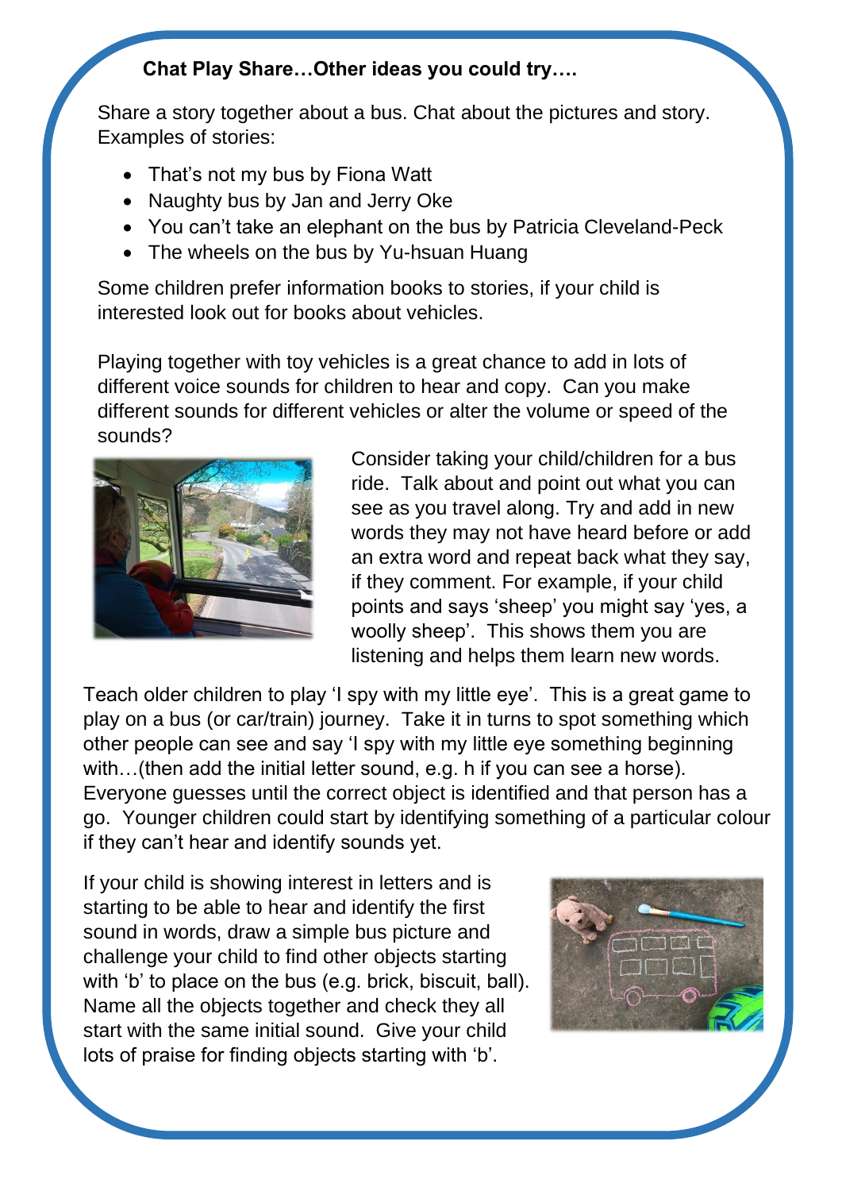## Chat Play Share…Other ideas you could try….

Share a story together about a bus. Chat about the pictures and story. Examples of stories:

- That's not my bus by Fiona Watt
- Naughty bus by Jan and Jerry Oke
- You can't take an elephant on the bus by Patricia Cleveland-Peck
- The wheels on the bus by Yu-hsuan Huang

Some children prefer information books to stories, if your child is interested look out for books about vehicles.

Playing together with toy vehicles is a great chance to add in lots of different voice sounds for children to hear and copy. Can you make different sounds for different vehicles or alter the volume or speed of the sounds?

Consider taking your child/children for a bus ride. Talk about and point out what you can see as you travel along. Try and add in new words they may not have heard before or add an extra word and repeat back what they say, if they comment. For example, if your child points and says 'sheep' you might say 'yes, a woolly sheep'. This shows them you are listening and helps them learn new words.

Teach older children to play 'I spy with my little eye'. This is a great game to play on a bus (or car/train) journey. Take it in turns to spot something which other people can see and say 'I spy with my little eye something beginning with…(then add the initial letter sound, e.g. h if you can see a horse). Everyone guesses until the correct object is identified and that person has a go. Younger children could start by identifying something of a particular colour if they can't hear and identify sounds yet.

If your child is showing interest in letters and is starting to be able to hear and identify the first sound in words, draw a simple bus picture and challenge your child to find other objects starting with 'b' to place on the bus (e.g. brick, biscuit, ball). Name all the objects together and check they all start with the same initial sound. Give your child lots of praise for finding objects starting with 'b'.